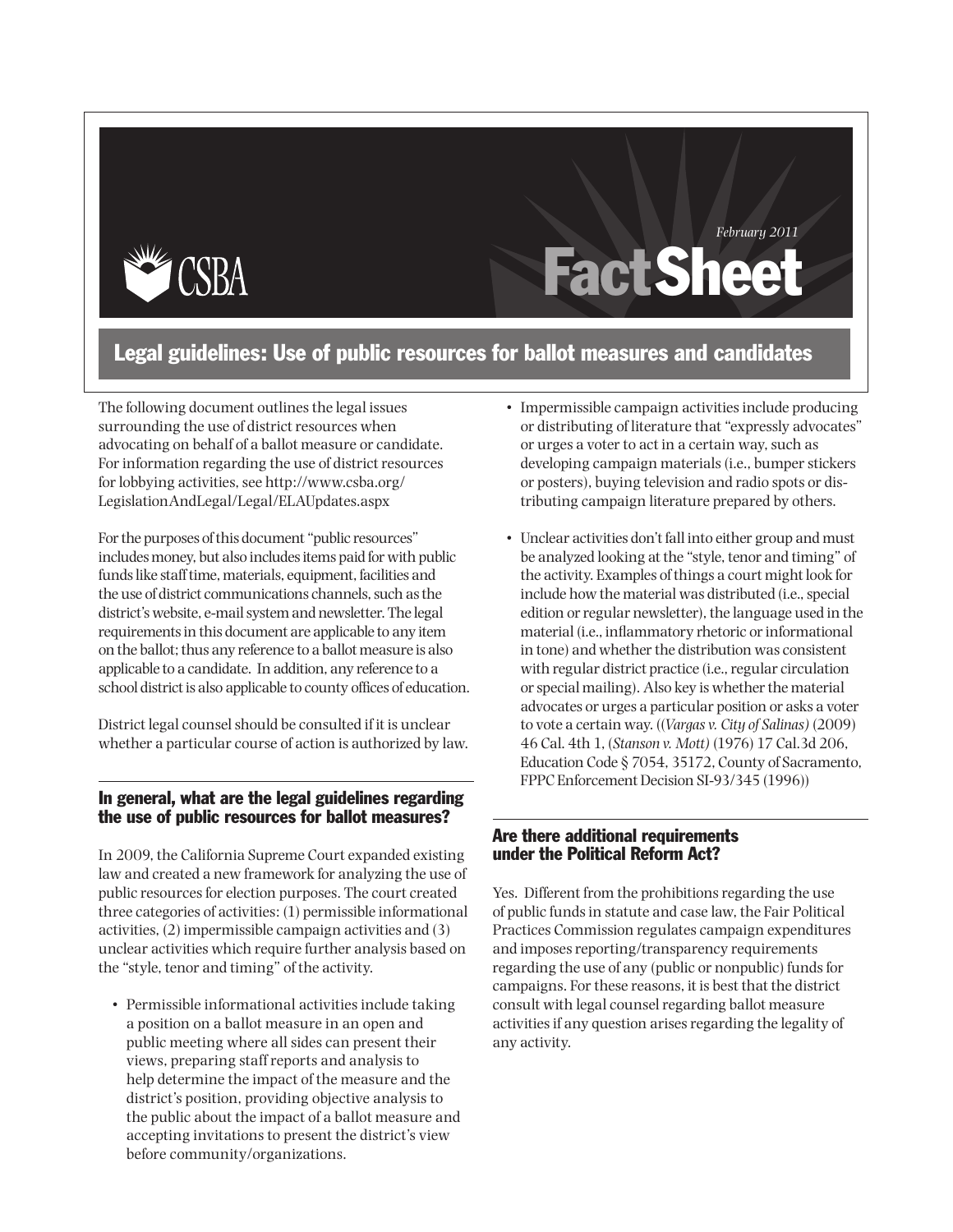CSBA

February 2011

# FactSheet

## Legal guidelines: Use of public resources for ballot measures and candidates

The following document outlines the legal issues surrounding the use of district resources when advocating on behalf of a ballot measure or candidate. For information regarding the use of district resources for lobbying activities, see http://www.csba.org/LegislationAndLegal/Legal/ELAUpdates.aspx

For the purposes of this document "public resources" includes money, but also includes items paid for with public funds like staff time, materials, equipment, facilities and the use of district communications channels, such as the district's website, e-mail system and newsletter. The legal requirements in this document are applicable to any item on the ballot; thus any reference to a ballot measure is also applicable to a candidate. In addition, any reference to a school district is also applicable to county offices of education.

District legal counsel should be consulted if it is unclear whether a particular course of action is authorized by law.

### In general, what are the legal guidelines regarding the use of public resources for ballot measures?

In 2009, the California Supreme Court expanded existing law and created a new framework for analyzing the use of public resources for election purposes. The court created three categories of activities: (1) permissible informational activities, (2) impermissible campaign activities and (3) unclear activities which require further analysis based on the "style, tenor and timing" of the activity.

- Permissible informational activities include taking a position on a ballot measure in an open and public meeting where all sides can present their views, preparing staff reports and analysis to help determine the impact of the measure and the district's position, providing objective analysis to the public about the impact of a ballot measure and accepting invitations to present the district's view before community/organizations.
- Impermissible campaign activities include producing or distributing of literature that "expressly advocates" or urges a voter to act in a certain way, such as developing campaign materials (i.e., bumper stickers or posters), buying television and radio spots or distributing campaign literature prepared by others.
- Unclear activities don't fall into either group and must be analyzed looking at the "style, tenor and timing" of the activity. Examples of things a court might look for include how the material was distributed (i.e., special edition or regular newsletter), the language used in the material (i.e., inflammatory rhetoric or informational in tone) and whether the distribution was consistent with regular district practice (i.e., regular circulation or special mailing). Also key is whether the material advocates or urges a particular position or asks a voter to vote a certain way. ((*Vargas v. City of Salinas)* (2009) 46 Cal. 4th 1, (*Stanson v. Mott)* (1976) 17 Cal.3d 206, Education Code § 7054, 35172, County of Sacramento, FPPC Enforcement Decision SI-93/345 (1996))

### Are there additional requirements under the Political Reform Act?

Yes. Different from the prohibitions regarding the use of public funds in statute and case law, the Fair Political Practices Commission regulates campaign expenditures and imposes reporting/transparency requirements regarding the use of any (public or nonpublic) funds for campaigns. For these reasons, it is best that the district consult with legal counsel regarding ballot measure activities if any question arises regarding the legality of any activity.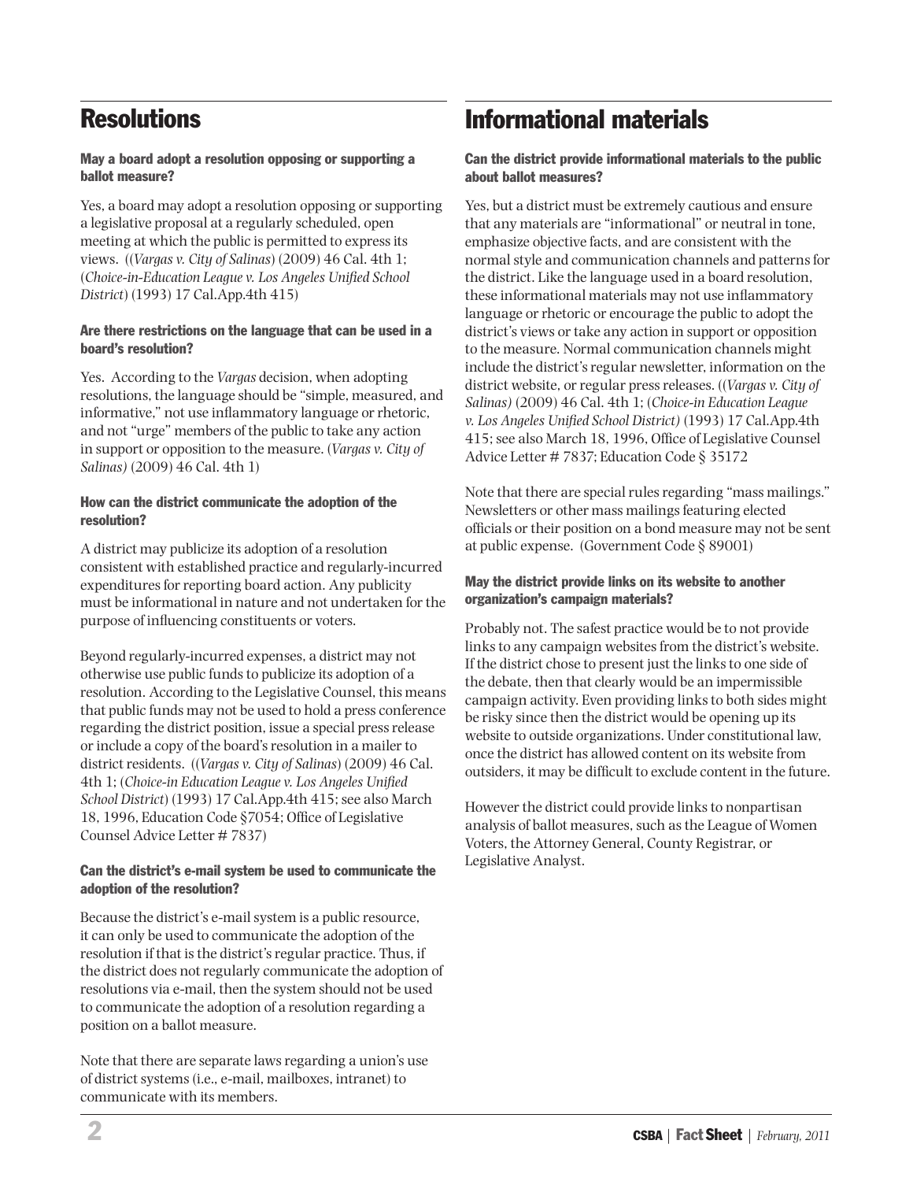## Resolutions

### May a board adopt a resolution opposing or supporting a ballot measure?

Yes, a board may adopt a resolution opposing or supporting a legislative proposal at a regularly scheduled, open meeting at which the public is permitted to express its views. ((*Vargas v. City of Salinas*) (2009) 46 Cal. 4th 1; (*Choice-in-Education League v. Los Angeles Unified School District*) (1993) 17 Cal.App.4th 415)

### Are there restrictions on the language that can be used in a board's resolution?

Yes. According to the *Vargas* decision, when adopting resolutions, the language should be "simple, measured, and informative," not use inflammatory language or rhetoric, and not "urge" members of the public to take any action in support or opposition to the measure. (*Vargas v. City of Salinas)* (2009) 46 Cal. 4th 1)

### How can the district communicate the adoption of the resolution?

A district may publicize its adoption of a resolution consistent with established practice and regularly-incurred expenditures for reporting board action. Any publicity must be informational in nature and not undertaken for the purpose of influencing constituents or voters.

Beyond regularly-incurred expenses, a district may not otherwise use public funds to publicize its adoption of a resolution. According to the Legislative Counsel, this means that public funds may not be used to hold a press conference regarding the district position, issue a special press release or include a copy of the board's resolution in a mailer to district residents. ((*Vargas v. City of Salinas*) (2009) 46 Cal. 4th 1; (*Choice-in Education League v. Los Angeles Unified School District*) (1993) 17 Cal.App.4th 415; see also March 18, 1996, Education Code §7054; Office of Legislative Counsel Advice Letter # 7837)

### Can the district's e-mail system be used to communicate the adoption of the resolution?

Because the district's e-mail system is a public resource, it can only be used to communicate the adoption of the resolution if that is the district's regular practice. Thus, if the district does not regularly communicate the adoption of resolutions via e-mail, then the system should not be used to communicate the adoption of a resolution regarding a position on a ballot measure.

Note that there are separate laws regarding a union's use of district systems (i.e., e-mail, mailboxes, intranet) to communicate with its members.

## Informational materials

### Can the district provide informational materials to the public about ballot measures?

Yes, but a district must be extremely cautious and ensure that any materials are "informational" or neutral in tone, emphasize objective facts, and are consistent with the normal style and communication channels and patterns for the district. Like the language used in a board resolution, these informational materials may not use inflammatory language or rhetoric or encourage the public to adopt the district's views or take any action in support or opposition to the measure. Normal communication channels might include the district's regular newsletter, information on the district website, or regular press releases. ((*Vargas v. City of Salinas)* (2009) 46 Cal. 4th 1; (*Choice-in Education League v. Los Angeles Unified School District)* (1993) 17 Cal.App.4th 415; see also March 18, 1996, Office of Legislative Counsel Advice Letter # 7837; Education Code § 35172

Note that there are special rules regarding "mass mailings." Newsletters or other mass mailings featuring elected officials or their position on a bond measure may not be sent at public expense. (Government Code § 89001)

### May the district provide links on its website to another organization's campaign materials?

Probably not. The safest practice would be to not provide links to any campaign websites from the district's website. If the district chose to present just the links to one side of the debate, then that clearly would be an impermissible campaign activity. Even providing links to both sides might be risky since then the district would be opening up its website to outside organizations. Under constitutional law, once the district has allowed content on its website from outsiders, it may be difficult to exclude content in the future.

However the district could provide links to nonpartisan analysis of ballot measures, such as the League of Women Voters, the Attorney General, County Registrar, or Legislative Analyst.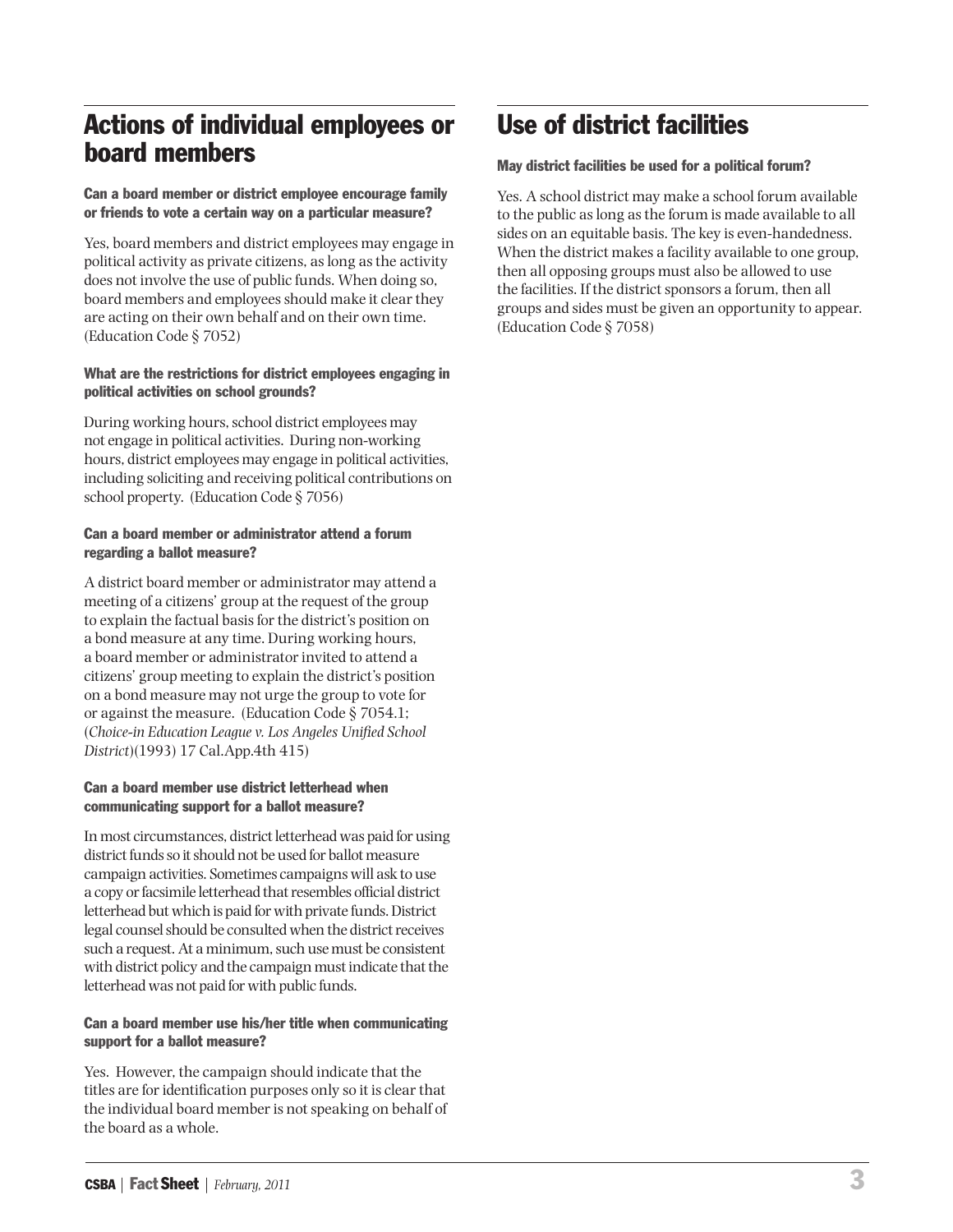## Actions of individual employees or board members

### Can a board member or district employee encourage family or friends to vote a certain way on a particular measure?

Yes, board members and district employees may engage in political activity as private citizens, as long as the activity does not involve the use of public funds. When doing so, board members and employees should make it clear they are acting on their own behalf and on their own time. (Education Code § 7052)

### What are the restrictions for district employees engaging in political activities on school grounds?

During working hours, school district employees may not engage in political activities. During non-working hours, district employees may engage in political activities, including soliciting and receiving political contributions on school property. (Education Code § 7056)

### Can a board member or administrator attend a forum regarding a ballot measure?

A district board member or administrator may attend a meeting of a citizens' group at the request of the group to explain the factual basis for the district's position on a bond measure at any time. During working hours, a board member or administrator invited to attend a citizens' group meeting to explain the district's position on a bond measure may not urge the group to vote for or against the measure. (Education Code § 7054.1; (*Choice-in Education League v. Los Angeles Unified School District*)(1993) 17 Cal.App.4th 415)

### Can a board member use district letterhead when communicating support for a ballot measure?

In most circumstances, district letterhead was paid for using district funds so it should not be used for ballot measure campaign activities. Sometimes campaigns will ask to use a copy or facsimile letterhead that resembles official district letterhead but which is paid for with private funds. District legal counsel should be consulted when the district receives such a request. At a minimum, such use must be consistent with district policy and the campaign must indicate that the letterhead was not paid for with public funds.

### Can a board member use his/her title when communicating support for a ballot measure?

Yes. However, the campaign should indicate that the titles are for identification purposes only so it is clear that the individual board member is not speaking on behalf of the board as a whole.

## Use of district facilities

### May district facilities be used for a political forum?

Yes. A school district may make a school forum available to the public as long as the forum is made available to all sides on an equitable basis. The key is even-handedness. When the district makes a facility available to one group, then all opposing groups must also be allowed to use the facilities. If the district sponsors a forum, then all groups and sides must be given an opportunity to appear. (Education Code § 7058)